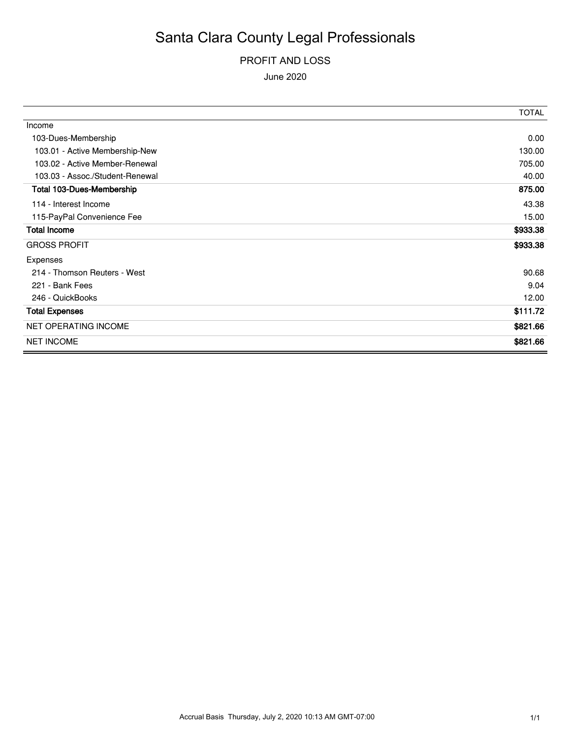# Santa Clara County Legal Professionals

## PROFIT AND LOSS

June 2020

| | TOTAL |
|---|---|
| Income | |
| 103-Dues-Membership | 0.00 |
| 103.01 - Active Membership-New | 130.00 |
| 103.02 - Active Member-Renewal | 705.00 |
| 103.03 - Assoc./Student-Renewal | 40.00 |
| **Total 103-Dues-Membership** | **875.00** |
| 114 - Interest Income | 43.38 |
| 115-PayPal Convenience Fee | 15.00 |
| **Total Income** | **$933.38** |
| GROSS PROFIT | **$933.38** |
| Expenses | |
| 214 - Thomson Reuters - West | 90.68 |
| 221 - Bank Fees | 9.04 |
| 246 - QuickBooks | 12.00 |
| **Total Expenses** | **$111.72** |
| NET OPERATING INCOME | **$821.66** |
| NET INCOME | **$821.66** |

Accrual Basis Thursday, July 2, 2020 10:13 AM GMT-07:00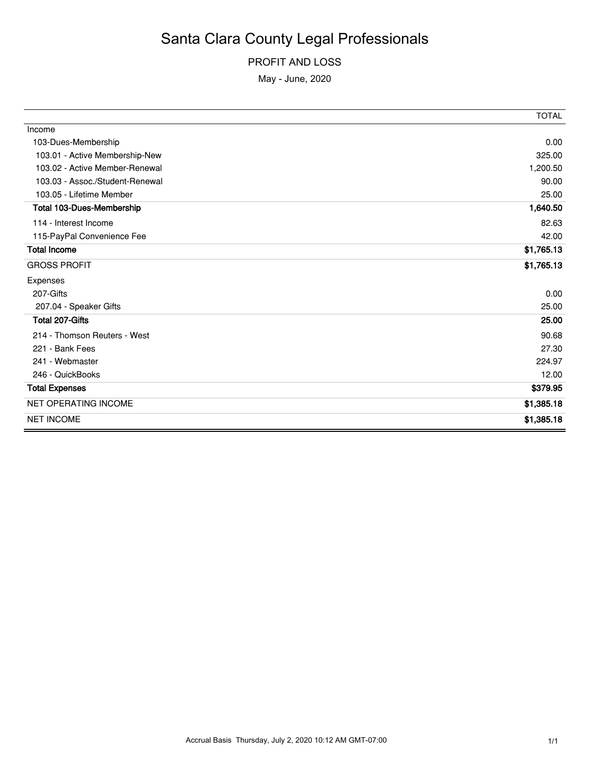# Santa Clara County Legal Professionals

## PROFIT AND LOSS

May - June, 2020

| | TOTAL |
|---|---:|
| Income | |
| 103-Dues-Membership | 0.00 |
| 103.01 - Active Membership-New | 325.00 |
| 103.02 - Active Member-Renewal | 1,200.50 |
| 103.03 - Assoc./Student-Renewal | 90.00 |
| 103.05 - Lifetime Member | 25.00 |
| **Total 103-Dues-Membership** | **1,640.50** |
| 114 - Interest Income | 82.63 |
| 115-PayPal Convenience Fee | 42.00 |
| **Total Income** | **$1,765.13** |
| GROSS PROFIT | **$1,765.13** |
| Expenses | |
| 207-Gifts | 0.00 |
| 207.04 - Speaker Gifts | 25.00 |
| **Total 207-Gifts** | **25.00** |
| 214 - Thomson Reuters - West | 90.68 |
| 221 - Bank Fees | 27.30 |
| 241 - Webmaster | 224.97 |
| 246 - QuickBooks | 12.00 |
| **Total Expenses** | **$379.95** |
| NET OPERATING INCOME | **$1,385.18** |
| NET INCOME | **$1,385.18** |

Accrual Basis Thursday, July 2, 2020 10:12 AM GMT-07:00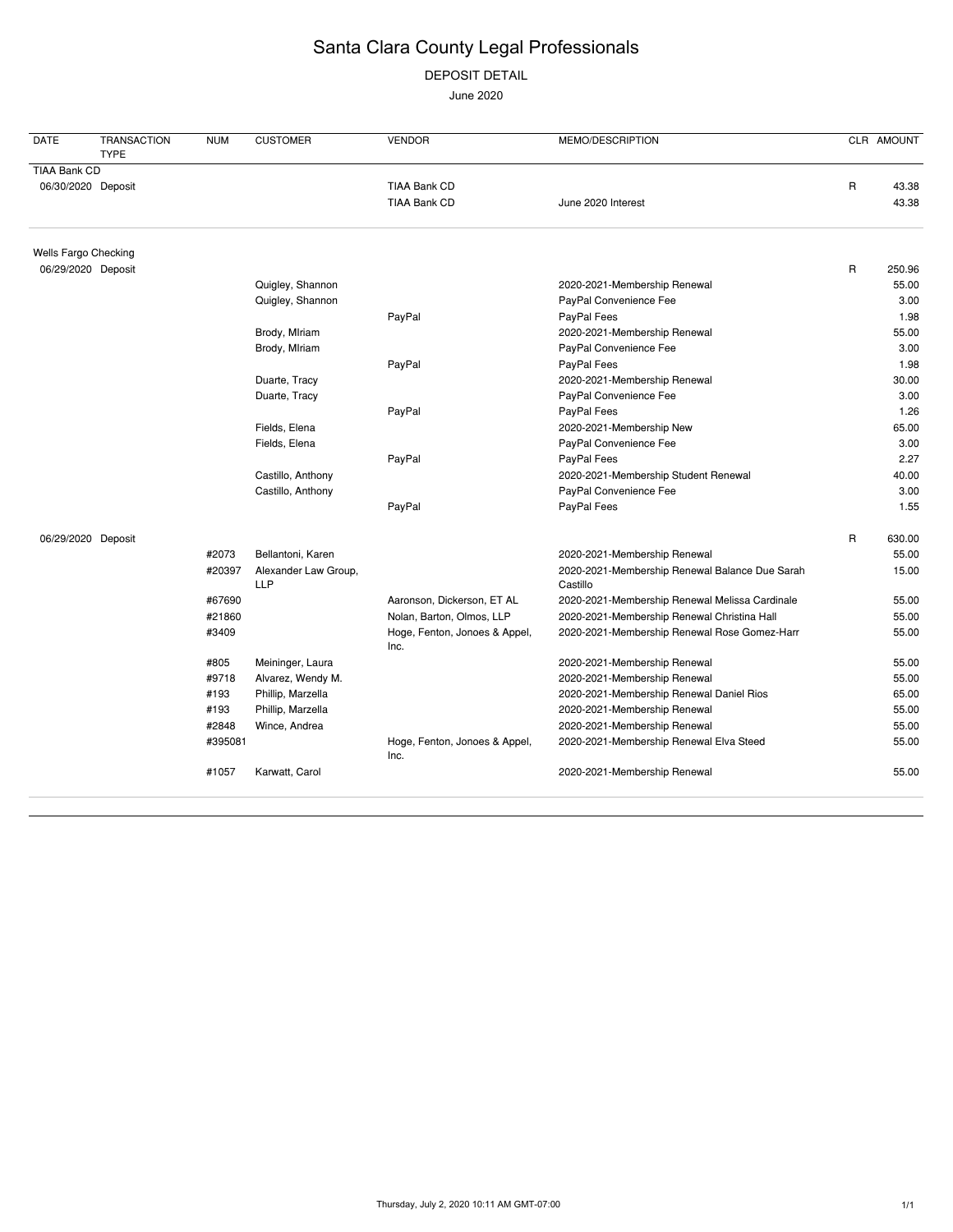# Santa Clara County Legal Professionals

DEPOSIT DETAIL

June 2020

| DATE | TRANSACTION TYPE | NUM | CUSTOMER | VENDOR | MEMO/DESCRIPTION | CLR | AMOUNT |
|---|---|---|---|---|---|---|---|
| TIAA Bank CD | | | | | | | |
| 06/30/2020 | Deposit | | | TIAA Bank CD | | R | 43.38 |
| | | | | TIAA Bank CD | June 2020 Interest | | 43.38 |
| Wells Fargo Checking | | | | | | | |
| 06/29/2020 | Deposit | | | | | R | 250.96 |
| | | | Quigley, Shannon | | 2020-2021-Membership Renewal | | 55.00 |
| | | | Quigley, Shannon | | PayPal Convenience Fee | | 3.00 |
| | | | | PayPal | PayPal Fees | | 1.98 |
| | | | Brody, MIriam | | 2020-2021-Membership Renewal | | 55.00 |
| | | | Brody, MIriam | | PayPal Convenience Fee | | 3.00 |
| | | | | PayPal | PayPal Fees | | 1.98 |
| | | | Duarte, Tracy | | 2020-2021-Membership Renewal | | 30.00 |
| | | | Duarte, Tracy | | PayPal Convenience Fee | | 3.00 |
| | | | | PayPal | PayPal Fees | | 1.26 |
| | | | Fields, Elena | | 2020-2021-Membership New | | 65.00 |
| | | | Fields, Elena | | PayPal Convenience Fee | | 3.00 |
| | | | | PayPal | PayPal Fees | | 2.27 |
| | | | Castillo, Anthony | | 2020-2021-Membership Student Renewal | | 40.00 |
| | | | Castillo, Anthony | | PayPal Convenience Fee | | 3.00 |
| | | | | PayPal | PayPal Fees | | 1.55 |
| 06/29/2020 | Deposit | | | | | R | 630.00 |
| | | #2073 | Bellantoni, Karen | | 2020-2021-Membership Renewal | | 55.00 |
| | | #20397 | Alexander Law Group, LLP | | 2020-2021-Membership Renewal Balance Due Sarah Castillo | | 15.00 |
| | | #67690 | | Aaronson, Dickerson, ET AL | 2020-2021-Membership Renewal Melissa Cardinale | | 55.00 |
| | | #21860 | | Nolan, Barton, Olmos, LLP | 2020-2021-Membership Renewal Christina Hall | | 55.00 |
| | | #3409 | | Hoge, Fenton, Jonoes & Appel, Inc. | 2020-2021-Membership Renewal Rose Gomez-Harr | | 55.00 |
| | | #805 | Meininger, Laura | | 2020-2021-Membership Renewal | | 55.00 |
| | | #9718 | Alvarez, Wendy M. | | 2020-2021-Membership Renewal | | 55.00 |
| | | #193 | Phillip, Marzella | | 2020-2021-Membership Renewal Daniel Rios | | 65.00 |
| | | #193 | Phillip, Marzella | | 2020-2021-Membership Renewal | | 55.00 |
| | | #2848 | Wince, Andrea | | 2020-2021-Membership Renewal | | 55.00 |
| | | #395081 | | Hoge, Fenton, Jonoes & Appel, Inc. | 2020-2021-Membership Renewal Elva Steed | | 55.00 |
| | | #1057 | Karwatt, Carol | | 2020-2021-Membership Renewal | | 55.00 |

Thursday, July 2, 2020 10:11 AM GMT-07:00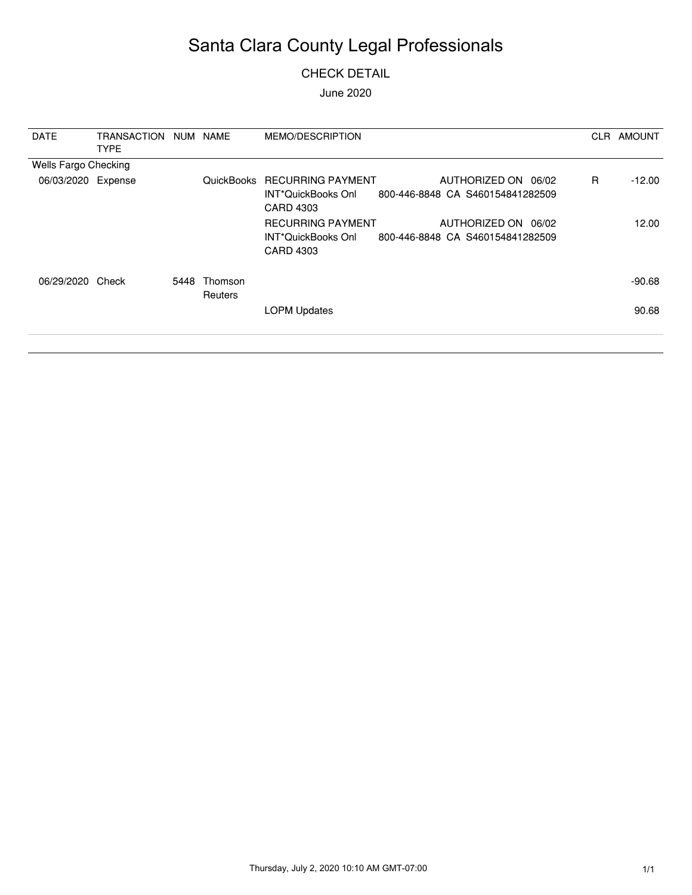# Santa Clara County Legal Professionals

CHECK DETAIL

June 2020

| DATE | TRANSACTION TYPE | NUM | NAME | MEMO/DESCRIPTION | CLR | AMOUNT |
|---|---|---|---|---|---|---|
| Wells Fargo Checking | | | | | | |
| 06/03/2020 | Expense | | QuickBooks | RECURRING PAYMENT AUTHORIZED ON 06/02 INT*QuickBooks Onl 800-446-8848 CA S460154841282509 CARD 4303 | R | -12.00 |
| | | | | RECURRING PAYMENT AUTHORIZED ON 06/02 INT*QuickBooks Onl 800-446-8848 CA S460154841282509 CARD 4303 | | 12.00 |
| 06/29/2020 | Check | 5448 | Thomson Reuters | | | -90.68 |
| | | | | LOPM Updates | | 90.68 |

Thursday, July 2, 2020 10:10 AM GMT-07:00